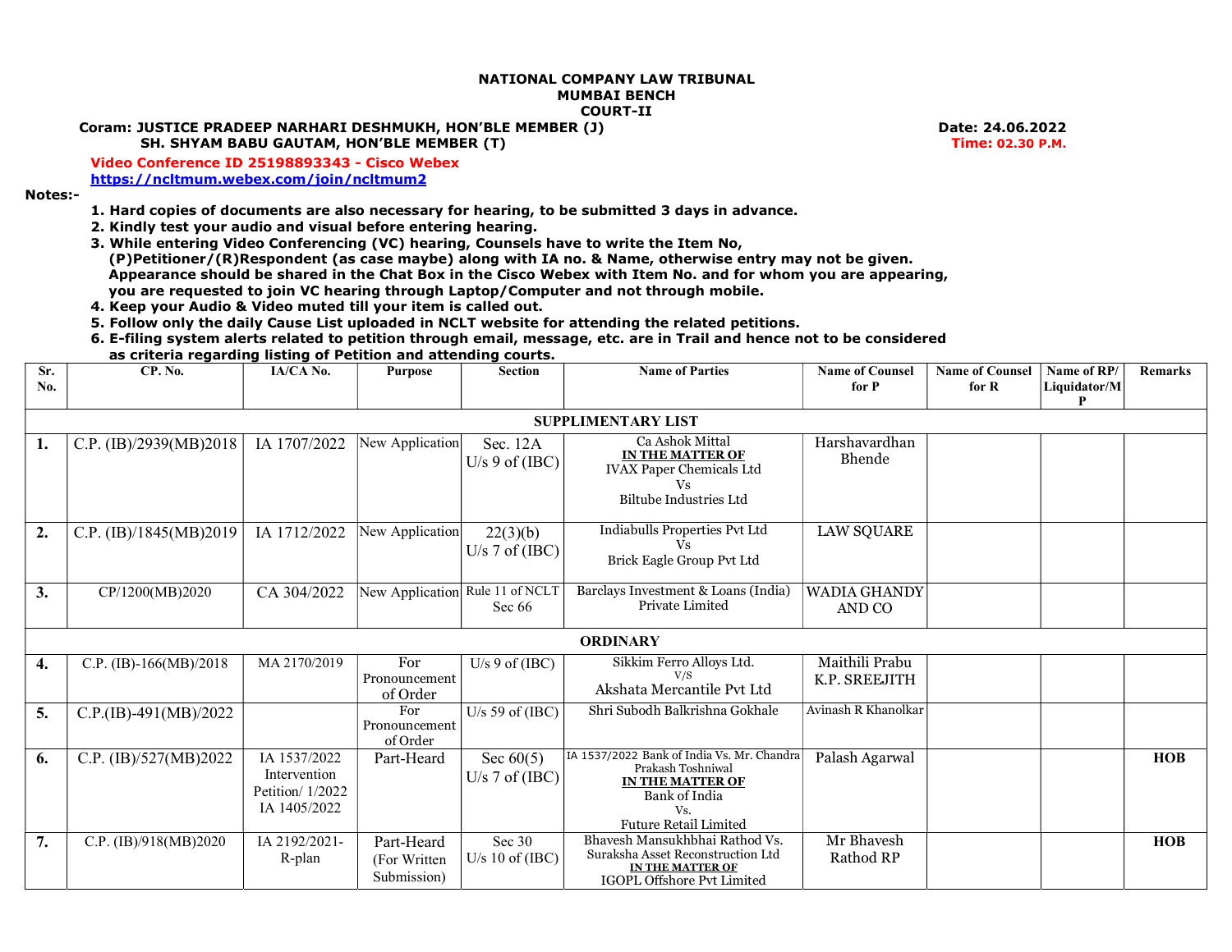**NATIONAL COMPANY LAW TRIBUNAL**
**MUMBAI BENCH**
**COURT-II**

**Coram: JUSTICE PRADEEP NARHARI DESHMUKH, HON'BLE MEMBER (J)** **Date: 24.06.2022**
**SH. SHYAM BABU GAUTAM, HON'BLE MEMBER (T)** **Time: 02.30 P.M.**

**Video Conference ID 25198893343 - Cisco Webex**
**https://ncltmum.webex.com/join/ncltmum2**

**Notes:-**

1. **Hard copies of documents are also necessary for hearing, to be submitted 3 days in advance.**
2. **Kindly test your audio and visual before entering hearing.**
3. **While entering Video Conferencing (VC) hearing, Counsels have to write the Item No, (P)Petitioner/(R)Respondent (as case maybe) along with IA no. & Name, otherwise entry may not be given. Appearance should be shared in the Chat Box in the Cisco Webex with Item No. and for whom you are appearing, you are requested to join VC hearing through Laptop/Computer and not through mobile.**
4. **Keep your Audio & Video muted till your item is called out.**
5. **Follow only the daily Cause List uploaded in NCLT website for attending the related petitions.**
6. **E-filing system alerts related to petition through email, message, etc. are in Trail and hence not to be considered as criteria regarding listing of Petition and attending courts.**

| Sr. No. | CP. No. | IA/CA No. | Purpose | Section | Name of Parties | Name of Counsel for P | Name of Counsel for R | Name of RP/ Liquidator/MP | Remarks |
|---|---|---|---|---|---|---|---|---|---|
| | | | | | **SUPPLIMENTARY LIST** | | | | |
| **1.** | C.P. (IB)/2939(MB)2018 | IA 1707/2022 | New Application | Sec. 12A U/s 9 of (IBC) | Ca Ashok Mittal **IN THE MATTER OF** IVAX Paper Chemicals Ltd Vs Biltube Industries Ltd | Harshavardhan Bhende | | | |
| **2.** | C.P. (IB)/1845(MB)2019 | IA 1712/2022 | New Application | 22(3)(b) U/s 7 of (IBC) | Indiabulls Properties Pvt Ltd Vs Brick Eagle Group Pvt Ltd | LAW SQUARE | | | |
| **3.** | CP/1200(MB)2020 | CA 304/2022 | New Application | Rule 11 of NCLT Sec 66 | Barclays Investment & Loans (India) Private Limited | WADIA GHANDY AND CO | | | |
| | | | | | **ORDINARY** | | | | |
| **4.** | C.P. (IB)-166(MB)/2018 | MA 2170/2019 | For Pronouncement of Order | U/s 9 of (IBC) | Sikkim Ferro Alloys Ltd. V/S Akshata Mercantile Pvt Ltd | Maithili Prabu K.P. SREEJITH | | | |
| **5.** | C.P.(IB)-491(MB)/2022 | | For Pronouncement of Order | U/s 59 of (IBC) | Shri Subodh Balkrishna Gokhale | Avinash R Khanolkar | | | |
| **6.** | C.P. (IB)/527(MB)2022 | IA 1537/2022 Intervention Petition/ 1/2022 IA 1405/2022 | Part-Heard | Sec 60(5) U/s 7 of (IBC) | IA 1537/2022 Bank of India Vs. Mr. Chandra Prakash Toshniwal **IN THE MATTER OF** Bank of India Vs. Future Retail Limited | Palash Agarwal | | | **HOB** |
| **7.** | C.P. (IB)/918(MB)2020 | IA 2192/2021-R-plan | Part-Heard (For Written Submission) | Sec 30 U/s 10 of (IBC) | Bhavesh Mansukhbhai Rathod Vs. Suraksha Asset Reconstruction Ltd **IN THE MATTER OF** IGOPL Offshore Pvt Limited | Mr Bhavesh Rathod RP | | | **HOB** |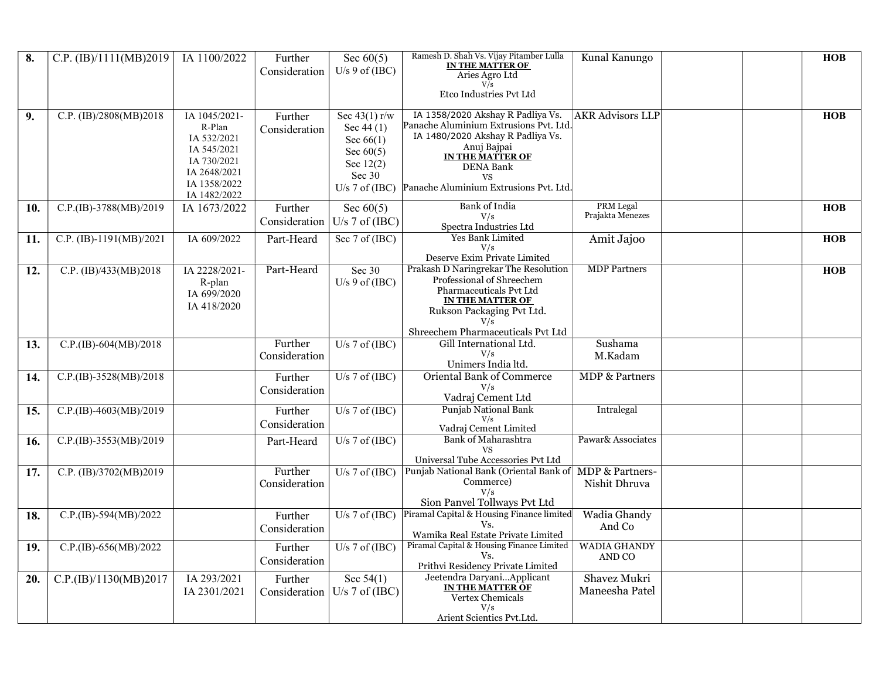| 8. | C.P. (IB)/1111(MB)2019 | IA 1100/2022 | Further Consideration | Sec 60(5) U/s 9 of (IBC) | Ramesh D. Shah Vs. Vijay Pitamber Lulla **IN THE MATTER OF** Aries Agro Ltd V/s Etco Industries Pvt Ltd | Kunal Kanungo | | | **HOB** |
|---|---|---|---|---|---|---|---|---|---|
| 9. | C.P. (IB)/2808(MB)2018 | IA 1045/2021-R-Plan IA 532/2021 IA 545/2021 IA 730/2021 IA 2648/2021 IA 1358/2022 IA 1482/2022 | Further Consideration | Sec 43(1) r/w Sec 44 (1) Sec 66(1) Sec 60(5) Sec 12(2) Sec 30 U/s 7 of (IBC) | IA 1358/2020 Akshay R Padliya Vs. Panache Aluminium Extrusions Pvt. Ltd. IA 1480/2020 Akshay R Padliya Vs. Anuj Bajpai **IN THE MATTER OF** DENA Bank VS Panache Aluminium Extrusions Pvt. Ltd. | AKR Advisors LLP | | | **HOB** |
| 10. | C.P.(IB)-3788(MB)/2019 | IA 1673/2022 | Further Consideration | Sec 60(5) U/s 7 of (IBC) | Bank of India V/s Spectra Industries Ltd | PRM Legal Prajakta Menezes | | | **HOB** |
| 11. | C.P. (IB)-1191(MB)/2021 | IA 609/2022 | Part-Heard | Sec 7 of (IBC) | Yes Bank Limited V/s Deserve Exim Private Limited | Amit Jajoo | | | **HOB** |
| 12. | C.P. (IB)/433(MB)2018 | IA 2228/2021-R-plan IA 699/2020 IA 418/2020 | Part-Heard | Sec 30 U/s 9 of (IBC) | Prakash D Naringrekar The Resolution Professional of Shreechem Pharmaceuticals Pvt Ltd **IN THE MATTER OF** Rukson Packaging Pvt Ltd. V/s Shreechem Pharmaceuticals Pvt Ltd | MDP Partners | | | **HOB** |
| 13. | C.P.(IB)-604(MB)/2018 | | Further Consideration | U/s 7 of (IBC) | Gill International Ltd. V/s Unimers India ltd. | Sushama M.Kadam | | | |
| 14. | C.P.(IB)-3528(MB)/2018 | | Further Consideration | U/s 7 of (IBC) | Oriental Bank of Commerce V/s Vadraj Cement Ltd | MDP & Partners | | | |
| 15. | C.P.(IB)-4603(MB)/2019 | | Further Consideration | U/s 7 of (IBC) | Punjab National Bank V/s Vadraj Cement Limited | Intralegal | | | |
| 16. | C.P.(IB)-3553(MB)/2019 | | Part-Heard | U/s 7 of (IBC) | Bank of Maharashtra VS Universal Tube Accessories Pvt Ltd | Pawar& Associates | | | |
| 17. | C.P. (IB)/3702(MB)2019 | | Further Consideration | U/s 7 of (IBC) | Punjab National Bank (Oriental Bank of Commerce) V/s Sion Panvel Tollways Pvt Ltd | MDP & Partners-Nishit Dhruva | | | |
| 18. | C.P.(IB)-594(MB)/2022 | | Further Consideration | U/s 7 of (IBC) | Piramal Capital & Housing Finance limited Vs. Wamika Real Estate Private Limited | Wadia Ghandy And Co | | | |
| 19. | C.P.(IB)-656(MB)/2022 | | Further Consideration | U/s 7 of (IBC) | Piramal Capital & Housing Finance Limited Vs. Prithvi Residency Private Limited | WADIA GHANDY AND CO | | | |
| 20. | C.P.(IB)/1130(MB)2017 | IA 293/2021 IA 2301/2021 | Further Consideration | Sec 54(1) U/s 7 of (IBC) | Jeetendra Daryani...Applicant **IN THE MATTER OF** Vertex Chemicals V/s Arient Scientics Pvt.Ltd. | Shavez Mukri Maneesha Patel | | | |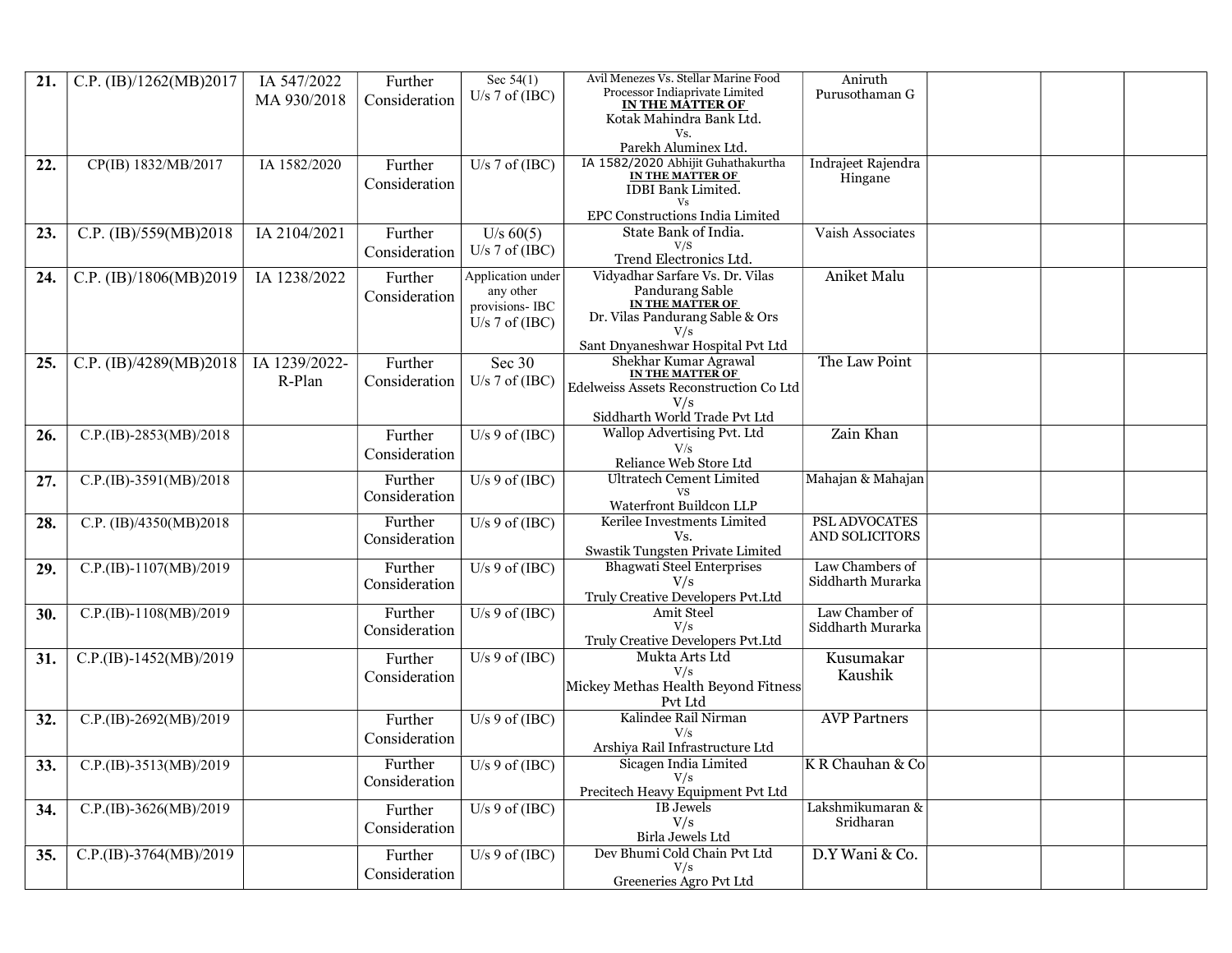| 21. | C.P. (IB)/1262(MB)2017 | IA 547/2022 MA 930/2018 | Further Consideration | Sec 54(1) U/s 7 of (IBC) | Avil Menezes Vs. Stellar Marine Food Processor Indiaprivate Limited **IN THE MATTER OF** Kotak Mahindra Bank Ltd. Vs. Parekh Aluminex Ltd. | Aniruth Purusothaman G | | | |
|---|---|---|---|---|---|---|---|---|---|
| 22. | CP(IB) 1832/MB/2017 | IA 1582/2020 | Further Consideration | U/s 7 of (IBC) | IA 1582/2020 Abhijit Guhathakurtha **IN THE MATTER OF** IDBI Bank Limited. Vs EPC Constructions India Limited | Indrajeet Rajendra Hingane | | | |
| 23. | C.P. (IB)/559(MB)2018 | IA 2104/2021 | Further Consideration | U/s 60(5) U/s 7 of (IBC) | State Bank of India. V/S Trend Electronics Ltd. | Vaish Associates | | | |
| 24. | C.P. (IB)/1806(MB)2019 | IA 1238/2022 | Further Consideration | Application under any other provisions- IBC U/s 7 of (IBC) | Vidyadhar Sarfare Vs. Dr. Vilas Pandurang Sable **IN THE MATTER OF** Dr. Vilas Pandurang Sable & Ors V/s Sant Dnyaneshwar Hospital Pvt Ltd | Aniket Malu | | | |
| 25. | C.P. (IB)/4289(MB)2018 | IA 1239/2022-R-Plan | Further Consideration | Sec 30 U/s 7 of (IBC) | Shekhar Kumar Agrawal **IN THE MATTER OF** Edelweiss Assets Reconstruction Co Ltd V/s Siddharth World Trade Pvt Ltd | The Law Point | | | |
| 26. | C.P.(IB)-2853(MB)/2018 | | Further Consideration | U/s 9 of (IBC) | Wallop Advertising Pvt. Ltd V/s Reliance Web Store Ltd | Zain Khan | | | |
| 27. | C.P.(IB)-3591(MB)/2018 | | Further Consideration | U/s 9 of (IBC) | Ultratech Cement Limited VS Waterfront Buildcon LLP | Mahajan & Mahajan | | | |
| 28. | C.P. (IB)/4350(MB)2018 | | Further Consideration | U/s 9 of (IBC) | Kerilee Investments Limited Vs. Swastik Tungsten Private Limited | PSL ADVOCATES AND SOLICITORS | | | |
| 29. | C.P.(IB)-1107(MB)/2019 | | Further Consideration | U/s 9 of (IBC) | Bhagwati Steel Enterprises V/s Truly Creative Developers Pvt.Ltd | Law Chambers of Siddharth Murarka | | | |
| 30. | C.P.(IB)-1108(MB)/2019 | | Further Consideration | U/s 9 of (IBC) | Amit Steel V/s Truly Creative Developers Pvt.Ltd | Law Chamber of Siddharth Murarka | | | |
| 31. | C.P.(IB)-1452(MB)/2019 | | Further Consideration | U/s 9 of (IBC) | Mukta Arts Ltd V/s Mickey Methas Health Beyond Fitness Pvt Ltd | Kusumakar Kaushik | | | |
| 32. | C.P.(IB)-2692(MB)/2019 | | Further Consideration | U/s 9 of (IBC) | Kalindee Rail Nirman V/s Arshiya Rail Infrastructure Ltd | AVP Partners | | | |
| 33. | C.P.(IB)-3513(MB)/2019 | | Further Consideration | U/s 9 of (IBC) | Sicagen India Limited V/s Precitech Heavy Equipment Pvt Ltd | K R Chauhan & Co | | | |
| 34. | C.P.(IB)-3626(MB)/2019 | | Further Consideration | U/s 9 of (IBC) | IB Jewels V/s Birla Jewels Ltd | Lakshmikumaran & Sridharan | | | |
| 35. | C.P.(IB)-3764(MB)/2019 | | Further Consideration | U/s 9 of (IBC) | Dev Bhumi Cold Chain Pvt Ltd V/s Greeneries Agro Pvt Ltd | D.Y Wani & Co. | | | |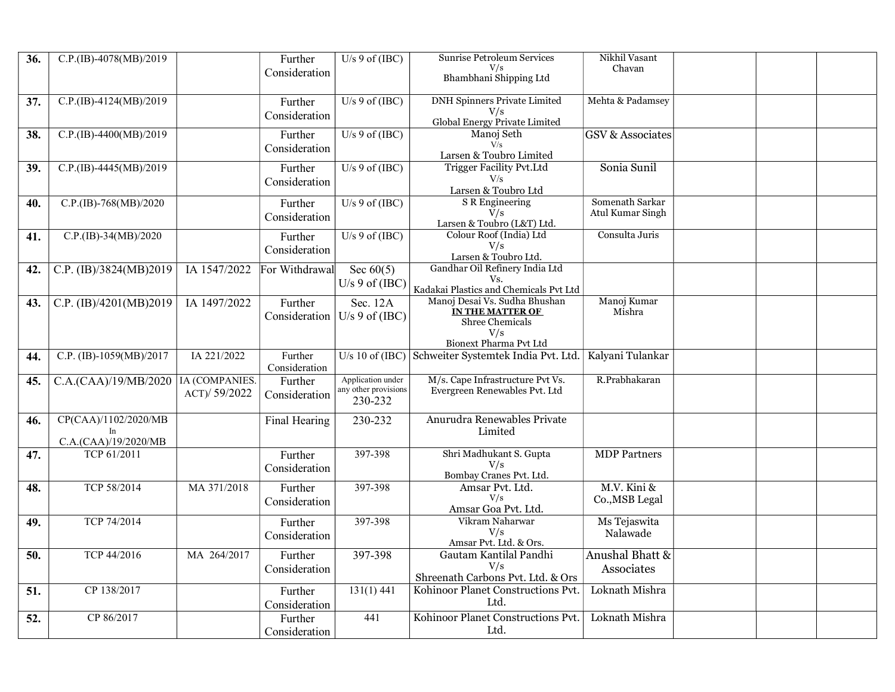| | | | | | | | | | |
|---|---|---|---|---|---|---|---|---|---|
| **36.** | C.P.(IB)-4078(MB)/2019 | | Further Consideration | U/s 9 of (IBC) | Sunrise Petroleum Services V/s Bhambhani Shipping Ltd | Nikhil Vasant Chavan | | | |
| **37.** | C.P.(IB)-4124(MB)/2019 | | Further Consideration | U/s 9 of (IBC) | DNH Spinners Private Limited V/s Global Energy Private Limited | Mehta & Padamsey | | | |
| **38.** | C.P.(IB)-4400(MB)/2019 | | Further Consideration | U/s 9 of (IBC) | Manoj Seth V/s Larsen & Toubro Limited | GSV & Associates | | | |
| **39.** | C.P.(IB)-4445(MB)/2019 | | Further Consideration | U/s 9 of (IBC) | Trigger Facility Pvt.Ltd V/s Larsen & Toubro Ltd | Sonia Sunil | | | |
| **40.** | C.P.(IB)-768(MB)/2020 | | Further Consideration | U/s 9 of (IBC) | S R Engineering V/s Larsen & Toubro (L&T) Ltd. | Somenath Sarkar Atul Kumar Singh | | | |
| **41.** | C.P.(IB)-34(MB)/2020 | | Further Consideration | U/s 9 of (IBC) | Colour Roof (India) Ltd V/s Larsen & Toubro Ltd. | Consulta Juris | | | |
| **42.** | C.P. (IB)/3824(MB)2019 | IA 1547/2022 | For Withdrawal | Sec 60(5) U/s 9 of (IBC) | Gandhar Oil Refinery India Ltd Vs. Kadakai Plastics and Chemicals Pvt Ltd | | | | |
| **43.** | C.P. (IB)/4201(MB)2019 | IA 1497/2022 | Further Consideration | Sec. 12A U/s 9 of (IBC) | Manoj Desai Vs. Sudha Bhushan **IN THE MATTER OF** Shree Chemicals V/s Bionext Pharma Pvt Ltd | Manoj Kumar Mishra | | | |
| **44.** | C.P. (IB)-1059(MB)/2017 | IA 221/2022 | Further Consideration | U/s 10 of (IBC) | Schweiter Systemtek India Pvt. Ltd. | Kalyani Tulankar | | | |
| **45.** | C.A.(CAA)/19/MB/2020 | IA (COMPANIES. ACT)/ 59/2022 | Further Consideration | Application under any other provisions 230-232 | M/s. Cape Infrastructure Pvt Vs. Evergreen Renewables Pvt. Ltd | R.Prabhakaran | | | |
| **46.** | CP(CAA)/1102/2020/MB In C.A.(CAA)/19/2020/MB | | Final Hearing | 230-232 | Anurudra Renewables Private Limited | | | | |
| **47.** | TCP 61/2011 | | Further Consideration | 397-398 | Shri Madhukant S. Gupta V/s Bombay Cranes Pvt. Ltd. | MDP Partners | | | |
| **48.** | TCP 58/2014 | MA 371/2018 | Further Consideration | 397-398 | Amsar Pvt. Ltd. V/s Amsar Goa Pvt. Ltd. | M.V. Kini & Co.,MSB Legal | | | |
| **49.** | TCP 74/2014 | | Further Consideration | 397-398 | Vikram Naharwar V/s Amsar Pvt. Ltd. & Ors. | Ms Tejaswita Nalawade | | | |
| **50.** | TCP 44/2016 | MA 264/2017 | Further Consideration | 397-398 | Gautam Kantilal Pandhi V/s Shreenath Carbons Pvt. Ltd. & Ors | Anushal Bhatt & Associates | | | |
| **51.** | CP 138/2017 | | Further Consideration | 131(1) 441 | Kohinoor Planet Constructions Pvt. Ltd. | Loknath Mishra | | | |
| **52.** | CP 86/2017 | | Further Consideration | 441 | Kohinoor Planet Constructions Pvt. Ltd. | Loknath Mishra | | | |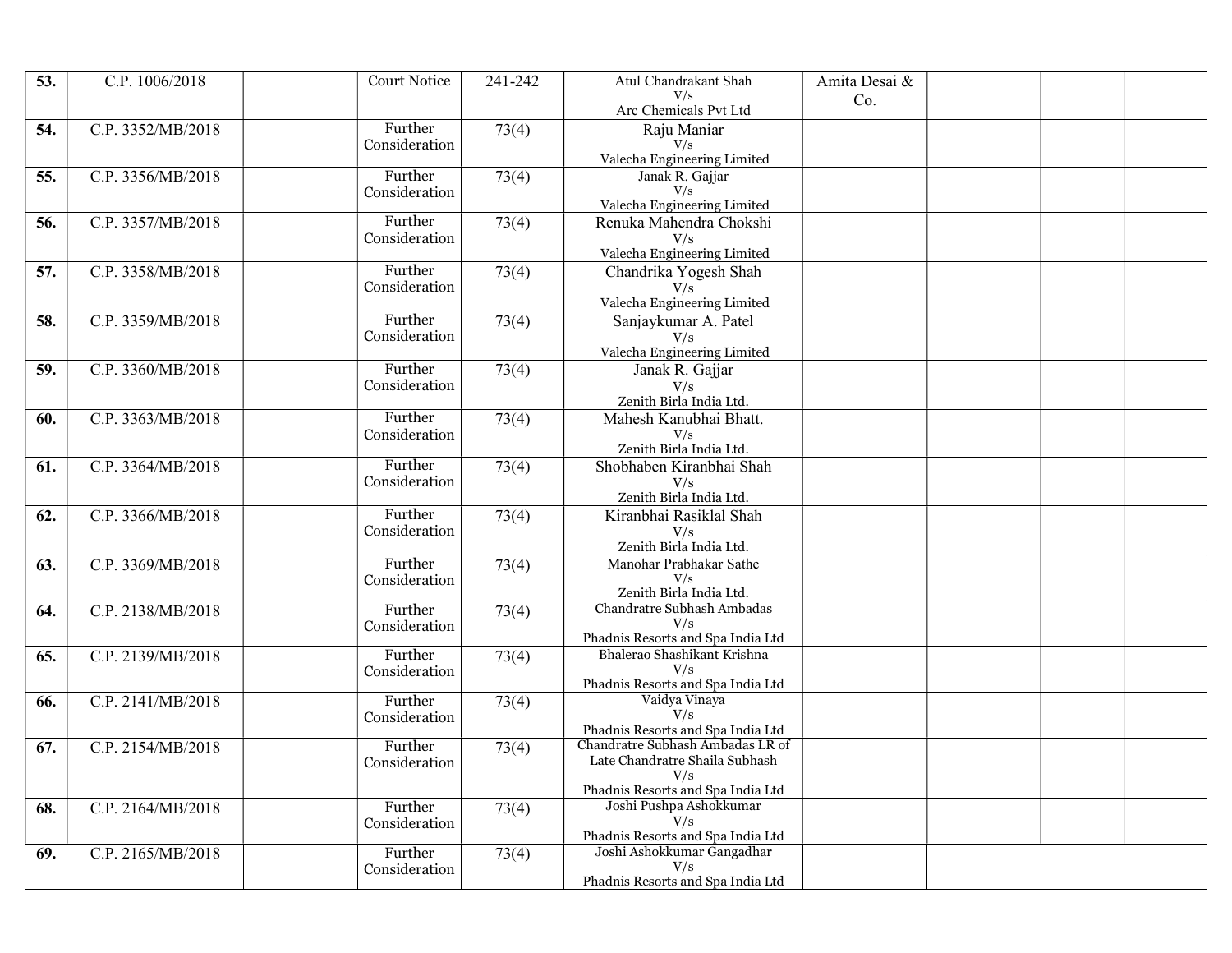| 53. | C.P. 1006/2018 | | Court Notice | 241-242 | Atul Chandrakant Shah V/s Arc Chemicals Pvt Ltd | Amita Desai & Co. | | | |
|---|---|---|---|---|---|---|---|---|---|
| 54. | C.P. 3352/MB/2018 | | Further Consideration | 73(4) | Raju Maniar V/s Valecha Engineering Limited | | | | |
| 55. | C.P. 3356/MB/2018 | | Further Consideration | 73(4) | Janak R. Gajjar V/s Valecha Engineering Limited | | | | |
| 56. | C.P. 3357/MB/2018 | | Further Consideration | 73(4) | Renuka Mahendra Chokshi V/s Valecha Engineering Limited | | | | |
| 57. | C.P. 3358/MB/2018 | | Further Consideration | 73(4) | Chandrika Yogesh Shah V/s Valecha Engineering Limited | | | | |
| 58. | C.P. 3359/MB/2018 | | Further Consideration | 73(4) | Sanjaykumar A. Patel V/s Valecha Engineering Limited | | | | |
| 59. | C.P. 3360/MB/2018 | | Further Consideration | 73(4) | Janak R. Gajjar V/s Zenith Birla India Ltd. | | | | |
| 60. | C.P. 3363/MB/2018 | | Further Consideration | 73(4) | Mahesh Kanubhai Bhatt. V/s Zenith Birla India Ltd. | | | | |
| 61. | C.P. 3364/MB/2018 | | Further Consideration | 73(4) | Shobhaben Kiranbhai Shah V/s Zenith Birla India Ltd. | | | | |
| 62. | C.P. 3366/MB/2018 | | Further Consideration | 73(4) | Kiranbhai Rasiklal Shah V/s Zenith Birla India Ltd. | | | | |
| 63. | C.P. 3369/MB/2018 | | Further Consideration | 73(4) | Manohar Prabhakar Sathe V/s Zenith Birla India Ltd. | | | | |
| 64. | C.P. 2138/MB/2018 | | Further Consideration | 73(4) | Chandratre Subhash Ambadas V/s Phadnis Resorts and Spa India Ltd | | | | |
| 65. | C.P. 2139/MB/2018 | | Further Consideration | 73(4) | Bhalerao Shashikant Krishna V/s Phadnis Resorts and Spa India Ltd | | | | |
| 66. | C.P. 2141/MB/2018 | | Further Consideration | 73(4) | Vaidya Vinaya V/s Phadnis Resorts and Spa India Ltd | | | | |
| 67. | C.P. 2154/MB/2018 | | Further Consideration | 73(4) | Chandratre Subhash Ambadas LR of Late Chandratre Shaila Subhash V/s Phadnis Resorts and Spa India Ltd | | | | |
| 68. | C.P. 2164/MB/2018 | | Further Consideration | 73(4) | Joshi Pushpa Ashokkumar V/s Phadnis Resorts and Spa India Ltd | | | | |
| 69. | C.P. 2165/MB/2018 | | Further Consideration | 73(4) | Joshi Ashokkumar Gangadhar V/s Phadnis Resorts and Spa India Ltd | | | | |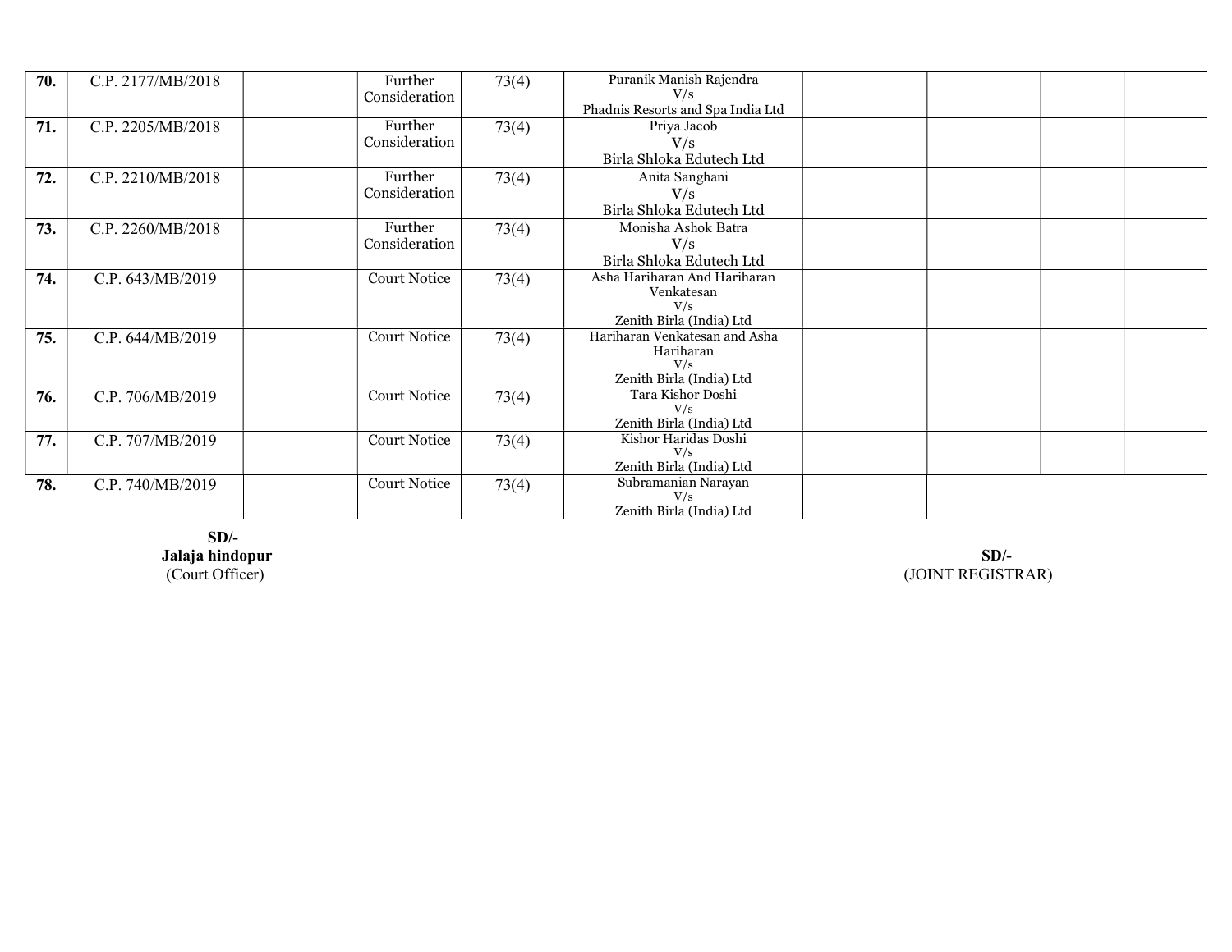| | | | | | | | | | |
|---|---|---|---|---|---|---|---|---|---|
| **70.** | C.P. 2177/MB/2018 | | Further Consideration | 73(4) | Puranik Manish Rajendra V/s Phadnis Resorts and Spa India Ltd | | | | |
| **71.** | C.P. 2205/MB/2018 | | Further Consideration | 73(4) | Priya Jacob V/s Birla Shloka Edutech Ltd | | | | |
| **72.** | C.P. 2210/MB/2018 | | Further Consideration | 73(4) | Anita Sanghani V/s Birla Shloka Edutech Ltd | | | | |
| **73.** | C.P. 2260/MB/2018 | | Further Consideration | 73(4) | Monisha Ashok Batra V/s Birla Shloka Edutech Ltd | | | | |
| **74.** | C.P. 643/MB/2019 | | Court Notice | 73(4) | Asha Hariharan And Hariharan Venkatesan V/s Zenith Birla (India) Ltd | | | | |
| **75.** | C.P. 644/MB/2019 | | Court Notice | 73(4) | Hariharan Venkatesan and Asha Hariharan V/s Zenith Birla (India) Ltd | | | | |
| **76.** | C.P. 706/MB/2019 | | Court Notice | 73(4) | Tara Kishor Doshi V/s Zenith Birla (India) Ltd | | | | |
| **77.** | C.P. 707/MB/2019 | | Court Notice | 73(4) | Kishor Haridas Doshi V/s Zenith Birla (India) Ltd | | | | |
| **78.** | C.P. 740/MB/2019 | | Court Notice | 73(4) | Subramanian Narayan V/s Zenith Birla (India) Ltd | | | | |

**SD/-**
**Jalaja hindopur**
(Court Officer)

**SD/-**
(JOINT REGISTRAR)